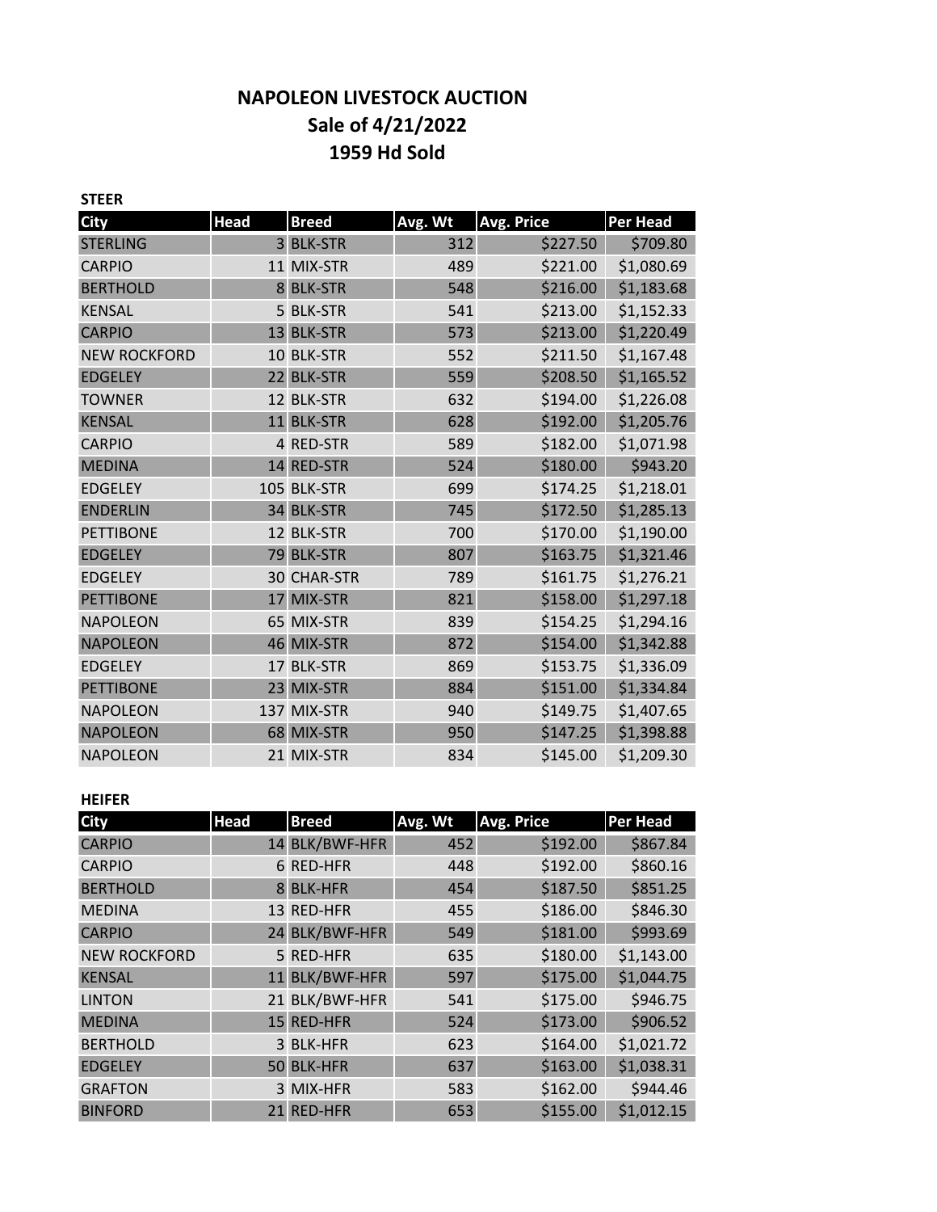# NAPOLEON LIVESTOCK AUCTION
## Sale of 4/21/2022
## 1959 Hd Sold

**STEER**

| City | Head | Breed | Avg. Wt | Avg. Price | Per Head |
|---|---|---|---|---|---|
| STERLING | 3 | BLK-STR | 312 | $227.50 | $709.80 |
| CARPIO | 11 | MIX-STR | 489 | $221.00 | $1,080.69 |
| BERTHOLD | 8 | BLK-STR | 548 | $216.00 | $1,183.68 |
| KENSAL | 5 | BLK-STR | 541 | $213.00 | $1,152.33 |
| CARPIO | 13 | BLK-STR | 573 | $213.00 | $1,220.49 |
| NEW ROCKFORD | 10 | BLK-STR | 552 | $211.50 | $1,167.48 |
| EDGELEY | 22 | BLK-STR | 559 | $208.50 | $1,165.52 |
| TOWNER | 12 | BLK-STR | 632 | $194.00 | $1,226.08 |
| KENSAL | 11 | BLK-STR | 628 | $192.00 | $1,205.76 |
| CARPIO | 4 | RED-STR | 589 | $182.00 | $1,071.98 |
| MEDINA | 14 | RED-STR | 524 | $180.00 | $943.20 |
| EDGELEY | 105 | BLK-STR | 699 | $174.25 | $1,218.01 |
| ENDERLIN | 34 | BLK-STR | 745 | $172.50 | $1,285.13 |
| PETTIBONE | 12 | BLK-STR | 700 | $170.00 | $1,190.00 |
| EDGELEY | 79 | BLK-STR | 807 | $163.75 | $1,321.46 |
| EDGELEY | 30 | CHAR-STR | 789 | $161.75 | $1,276.21 |
| PETTIBONE | 17 | MIX-STR | 821 | $158.00 | $1,297.18 |
| NAPOLEON | 65 | MIX-STR | 839 | $154.25 | $1,294.16 |
| NAPOLEON | 46 | MIX-STR | 872 | $154.00 | $1,342.88 |
| EDGELEY | 17 | BLK-STR | 869 | $153.75 | $1,336.09 |
| PETTIBONE | 23 | MIX-STR | 884 | $151.00 | $1,334.84 |
| NAPOLEON | 137 | MIX-STR | 940 | $149.75 | $1,407.65 |
| NAPOLEON | 68 | MIX-STR | 950 | $147.25 | $1,398.88 |
| NAPOLEON | 21 | MIX-STR | 834 | $145.00 | $1,209.30 |

**HEIFER**

| City | Head | Breed | Avg. Wt | Avg. Price | Per Head |
|---|---|---|---|---|---|
| CARPIO | 14 | BLK/BWF-HFR | 452 | $192.00 | $867.84 |
| CARPIO | 6 | RED-HFR | 448 | $192.00 | $860.16 |
| BERTHOLD | 8 | BLK-HFR | 454 | $187.50 | $851.25 |
| MEDINA | 13 | RED-HFR | 455 | $186.00 | $846.30 |
| CARPIO | 24 | BLK/BWF-HFR | 549 | $181.00 | $993.69 |
| NEW ROCKFORD | 5 | RED-HFR | 635 | $180.00 | $1,143.00 |
| KENSAL | 11 | BLK/BWF-HFR | 597 | $175.00 | $1,044.75 |
| LINTON | 21 | BLK/BWF-HFR | 541 | $175.00 | $946.75 |
| MEDINA | 15 | RED-HFR | 524 | $173.00 | $906.52 |
| BERTHOLD | 3 | BLK-HFR | 623 | $164.00 | $1,021.72 |
| EDGELEY | 50 | BLK-HFR | 637 | $163.00 | $1,038.31 |
| GRAFTON | 3 | MIX-HFR | 583 | $162.00 | $944.46 |
| BINFORD | 21 | RED-HFR | 653 | $155.00 | $1,012.15 |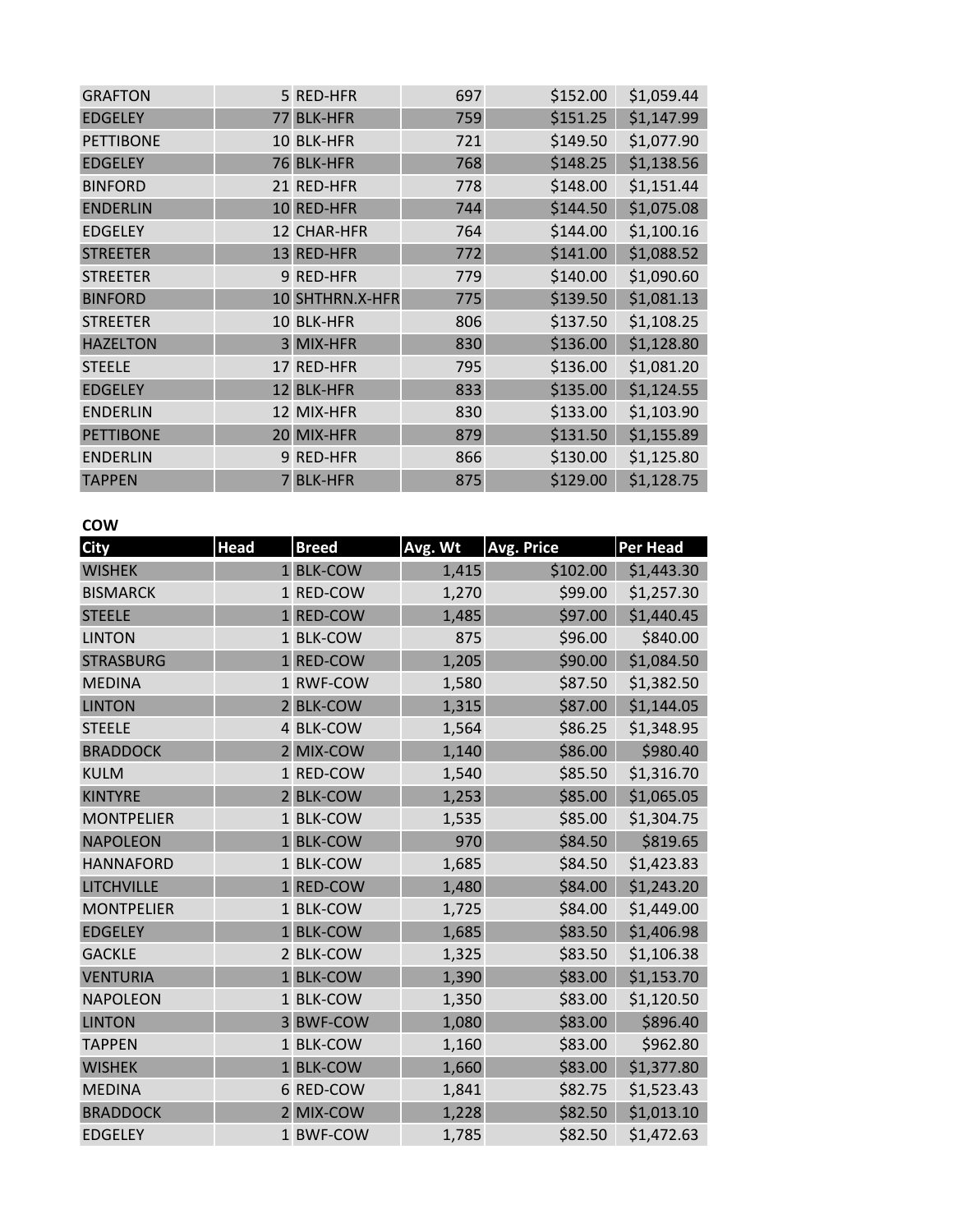| | | | | | |
|---|---|---|---|---|---|
| GRAFTON | 5 | RED-HFR | 697 | $152.00 | $1,059.44 |
| EDGELEY | 77 | BLK-HFR | 759 | $151.25 | $1,147.99 |
| PETTIBONE | 10 | BLK-HFR | 721 | $149.50 | $1,077.90 |
| EDGELEY | 76 | BLK-HFR | 768 | $148.25 | $1,138.56 |
| BINFORD | 21 | RED-HFR | 778 | $148.00 | $1,151.44 |
| ENDERLIN | 10 | RED-HFR | 744 | $144.50 | $1,075.08 |
| EDGELEY | 12 | CHAR-HFR | 764 | $144.00 | $1,100.16 |
| STREETER | 13 | RED-HFR | 772 | $141.00 | $1,088.52 |
| STREETER | 9 | RED-HFR | 779 | $140.00 | $1,090.60 |
| BINFORD | 10 | SHTHRN.X-HFR | 775 | $139.50 | $1,081.13 |
| STREETER | 10 | BLK-HFR | 806 | $137.50 | $1,108.25 |
| HAZELTON | 3 | MIX-HFR | 830 | $136.00 | $1,128.80 |
| STEELE | 17 | RED-HFR | 795 | $136.00 | $1,081.20 |
| EDGELEY | 12 | BLK-HFR | 833 | $135.00 | $1,124.55 |
| ENDERLIN | 12 | MIX-HFR | 830 | $133.00 | $1,103.90 |
| PETTIBONE | 20 | MIX-HFR | 879 | $131.50 | $1,155.89 |
| ENDERLIN | 9 | RED-HFR | 866 | $130.00 | $1,125.80 |
| TAPPEN | 7 | BLK-HFR | 875 | $129.00 | $1,128.75 |

**COW**

| City | Head | Breed | Avg. Wt | Avg. Price | Per Head |
|---|---|---|---|---|---|
| WISHEK | 1 | BLK-COW | 1,415 | $102.00 | $1,443.30 |
| BISMARCK | 1 | RED-COW | 1,270 | $99.00 | $1,257.30 |
| STEELE | 1 | RED-COW | 1,485 | $97.00 | $1,440.45 |
| LINTON | 1 | BLK-COW | 875 | $96.00 | $840.00 |
| STRASBURG | 1 | RED-COW | 1,205 | $90.00 | $1,084.50 |
| MEDINA | 1 | RWF-COW | 1,580 | $87.50 | $1,382.50 |
| LINTON | 2 | BLK-COW | 1,315 | $87.00 | $1,144.05 |
| STEELE | 4 | BLK-COW | 1,564 | $86.25 | $1,348.95 |
| BRADDOCK | 2 | MIX-COW | 1,140 | $86.00 | $980.40 |
| KULM | 1 | RED-COW | 1,540 | $85.50 | $1,316.70 |
| KINTYRE | 2 | BLK-COW | 1,253 | $85.00 | $1,065.05 |
| MONTPELIER | 1 | BLK-COW | 1,535 | $85.00 | $1,304.75 |
| NAPOLEON | 1 | BLK-COW | 970 | $84.50 | $819.65 |
| HANNAFORD | 1 | BLK-COW | 1,685 | $84.50 | $1,423.83 |
| LITCHVILLE | 1 | RED-COW | 1,480 | $84.00 | $1,243.20 |
| MONTPELIER | 1 | BLK-COW | 1,725 | $84.00 | $1,449.00 |
| EDGELEY | 1 | BLK-COW | 1,685 | $83.50 | $1,406.98 |
| GACKLE | 2 | BLK-COW | 1,325 | $83.50 | $1,106.38 |
| VENTURIA | 1 | BLK-COW | 1,390 | $83.00 | $1,153.70 |
| NAPOLEON | 1 | BLK-COW | 1,350 | $83.00 | $1,120.50 |
| LINTON | 3 | BWF-COW | 1,080 | $83.00 | $896.40 |
| TAPPEN | 1 | BLK-COW | 1,160 | $83.00 | $962.80 |
| WISHEK | 1 | BLK-COW | 1,660 | $83.00 | $1,377.80 |
| MEDINA | 6 | RED-COW | 1,841 | $82.75 | $1,523.43 |
| BRADDOCK | 2 | MIX-COW | 1,228 | $82.50 | $1,013.10 |
| EDGELEY | 1 | BWF-COW | 1,785 | $82.50 | $1,472.63 |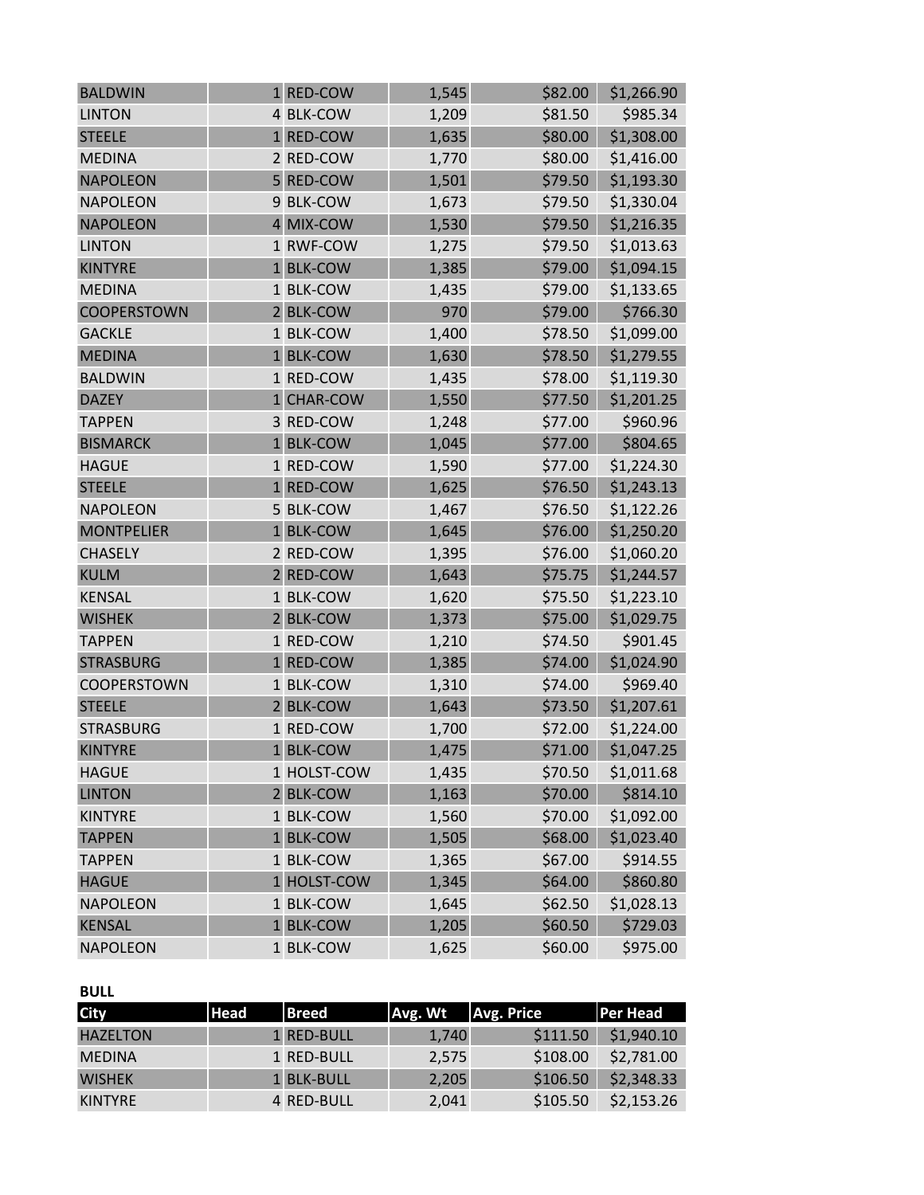| | | | | | |
|---|---|---|---|---|---|
| BALDWIN | 1 | RED-COW | 1,545 | $82.00 | $1,266.90 |
| LINTON | 4 | BLK-COW | 1,209 | $81.50 | $985.34 |
| STEELE | 1 | RED-COW | 1,635 | $80.00 | $1,308.00 |
| MEDINA | 2 | RED-COW | 1,770 | $80.00 | $1,416.00 |
| NAPOLEON | 5 | RED-COW | 1,501 | $79.50 | $1,193.30 |
| NAPOLEON | 9 | BLK-COW | 1,673 | $79.50 | $1,330.04 |
| NAPOLEON | 4 | MIX-COW | 1,530 | $79.50 | $1,216.35 |
| LINTON | 1 | RWF-COW | 1,275 | $79.50 | $1,013.63 |
| KINTYRE | 1 | BLK-COW | 1,385 | $79.00 | $1,094.15 |
| MEDINA | 1 | BLK-COW | 1,435 | $79.00 | $1,133.65 |
| COOPERSTOWN | 2 | BLK-COW | 970 | $79.00 | $766.30 |
| GACKLE | 1 | BLK-COW | 1,400 | $78.50 | $1,099.00 |
| MEDINA | 1 | BLK-COW | 1,630 | $78.50 | $1,279.55 |
| BALDWIN | 1 | RED-COW | 1,435 | $78.00 | $1,119.30 |
| DAZEY | 1 | CHAR-COW | 1,550 | $77.50 | $1,201.25 |
| TAPPEN | 3 | RED-COW | 1,248 | $77.00 | $960.96 |
| BISMARCK | 1 | BLK-COW | 1,045 | $77.00 | $804.65 |
| HAGUE | 1 | RED-COW | 1,590 | $77.00 | $1,224.30 |
| STEELE | 1 | RED-COW | 1,625 | $76.50 | $1,243.13 |
| NAPOLEON | 5 | BLK-COW | 1,467 | $76.50 | $1,122.26 |
| MONTPELIER | 1 | BLK-COW | 1,645 | $76.00 | $1,250.20 |
| CHASELY | 2 | RED-COW | 1,395 | $76.00 | $1,060.20 |
| KULM | 2 | RED-COW | 1,643 | $75.75 | $1,244.57 |
| KENSAL | 1 | BLK-COW | 1,620 | $75.50 | $1,223.10 |
| WISHEK | 2 | BLK-COW | 1,373 | $75.00 | $1,029.75 |
| TAPPEN | 1 | RED-COW | 1,210 | $74.50 | $901.45 |
| STRASBURG | 1 | RED-COW | 1,385 | $74.00 | $1,024.90 |
| COOPERSTOWN | 1 | BLK-COW | 1,310 | $74.00 | $969.40 |
| STEELE | 2 | BLK-COW | 1,643 | $73.50 | $1,207.61 |
| STRASBURG | 1 | RED-COW | 1,700 | $72.00 | $1,224.00 |
| KINTYRE | 1 | BLK-COW | 1,475 | $71.00 | $1,047.25 |
| HAGUE | 1 | HOLST-COW | 1,435 | $70.50 | $1,011.68 |
| LINTON | 2 | BLK-COW | 1,163 | $70.00 | $814.10 |
| KINTYRE | 1 | BLK-COW | 1,560 | $70.00 | $1,092.00 |
| TAPPEN | 1 | BLK-COW | 1,505 | $68.00 | $1,023.40 |
| TAPPEN | 1 | BLK-COW | 1,365 | $67.00 | $914.55 |
| HAGUE | 1 | HOLST-COW | 1,345 | $64.00 | $860.80 |
| NAPOLEON | 1 | BLK-COW | 1,645 | $62.50 | $1,028.13 |
| KENSAL | 1 | BLK-COW | 1,205 | $60.50 | $729.03 |
| NAPOLEON | 1 | BLK-COW | 1,625 | $60.00 | $975.00 |

**BULL**

| City | Head | Breed | Avg. Wt | Avg. Price | Per Head |
|---|---|---|---|---|---|
| HAZELTON | 1 | RED-BULL | 1,740 | $111.50 | $1,940.10 |
| MEDINA | 1 | RED-BULL | 2,575 | $108.00 | $2,781.00 |
| WISHEK | 1 | BLK-BULL | 2,205 | $106.50 | $2,348.33 |
| KINTYRE | 4 | RED-BULL | 2,041 | $105.50 | $2,153.26 |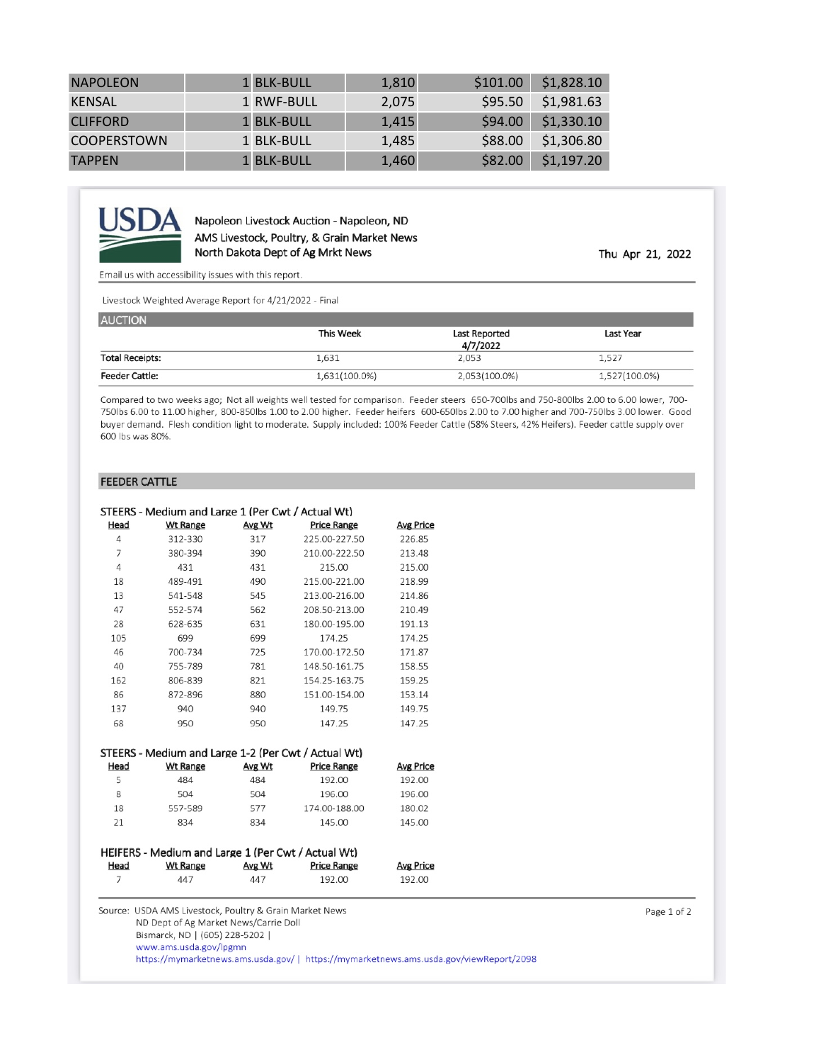| NAPOLEON | 1 | BLK-BULL | 1,810 | $101.00 | $1,828.10 |
|---|---|---|---|---|---|
| KENSAL | 1 | RWF-BULL | 2,075 | $95.50 | $1,981.63 |
| CLIFFORD | 1 | BLK-BULL | 1,415 | $94.00 | $1,330.10 |
| COOPERSTOWN | 1 | BLK-BULL | 1,485 | $88.00 | $1,306.80 |
| TAPPEN | 1 | BLK-BULL | 1,460 | $82.00 | $1,197.20 |

USDA

Napoleon Livestock Auction - Napoleon, ND
AMS Livestock, Poultry, & Grain Market News
North Dakota Dept of Ag Mrkt News

Thu Apr 21, 2022

Email us with accessibility issues with this report.

Livestock Weighted Average Report for 4/21/2022 - Final

## AUCTION

| | This Week | Last Reported 4/7/2022 | Last Year |
|---|---|---|---|
| **Total Receipts:** | 1,631 | 2,053 | 1,527 |
| **Feeder Cattle:** | 1,631(100.0%) | 2,053(100.0%) | 1,527(100.0%) |

Compared to two weeks ago; Not all weights well tested for comparison. Feeder steers 650-700lbs and 750-800lbs 2.00 to 6.00 lower, 700-750lbs 6.00 to 11.00 higher, 800-850lbs 1.00 to 2.00 higher. Feeder heifers 600-650lbs 2.00 to 7.00 higher and 700-750lbs 3.00 lower. Good buyer demand. Flesh condition light to moderate. Supply included: 100% Feeder Cattle (58% Steers, 42% Heifers). Feeder cattle supply over 600 lbs was 80%.

## FEEDER CATTLE

### STEERS - Medium and Large 1 (Per Cwt / Actual Wt)

| Head | Wt Range | Avg Wt | Price Range | Avg Price |
|---|---|---|---|---|
| 4 | 312-330 | 317 | 225.00-227.50 | 226.85 |
| 7 | 380-394 | 390 | 210.00-222.50 | 213.48 |
| 4 | 431 | 431 | 215.00 | 215.00 |
| 18 | 489-491 | 490 | 215.00-221.00 | 218.99 |
| 13 | 541-548 | 545 | 213.00-216.00 | 214.86 |
| 47 | 552-574 | 562 | 208.50-213.00 | 210.49 |
| 28 | 628-635 | 631 | 180.00-195.00 | 191.13 |
| 105 | 699 | 699 | 174.25 | 174.25 |
| 46 | 700-734 | 725 | 170.00-172.50 | 171.87 |
| 40 | 755-789 | 781 | 148.50-161.75 | 158.55 |
| 162 | 806-839 | 821 | 154.25-163.75 | 159.25 |
| 86 | 872-896 | 880 | 151.00-154.00 | 153.14 |
| 137 | 940 | 940 | 149.75 | 149.75 |
| 68 | 950 | 950 | 147.25 | 147.25 |

### STEERS - Medium and Large 1-2 (Per Cwt / Actual Wt)

| Head | Wt Range | Avg Wt | Price Range | Avg Price |
|---|---|---|---|---|
| 5 | 484 | 484 | 192.00 | 192.00 |
| 8 | 504 | 504 | 196.00 | 196.00 |
| 18 | 557-589 | 577 | 174.00-188.00 | 180.02 |
| 21 | 834 | 834 | 145.00 | 145.00 |

### HEIFERS - Medium and Large 1 (Per Cwt / Actual Wt)

| Head | Wt Range | Avg Wt | Price Range | Avg Price |
|---|---|---|---|---|
| 7 | 447 | 447 | 192.00 | 192.00 |

Source: USDA AMS Livestock, Poultry & Grain Market News
ND Dept of Ag Market News/Carrie Doll
Bismarck, ND | (605) 228-5202 |
www.ams.usda.gov/lpgmn
https://mymarketnews.ams.usda.gov/ | https://mymarketnews.ams.usda.gov/viewReport/2098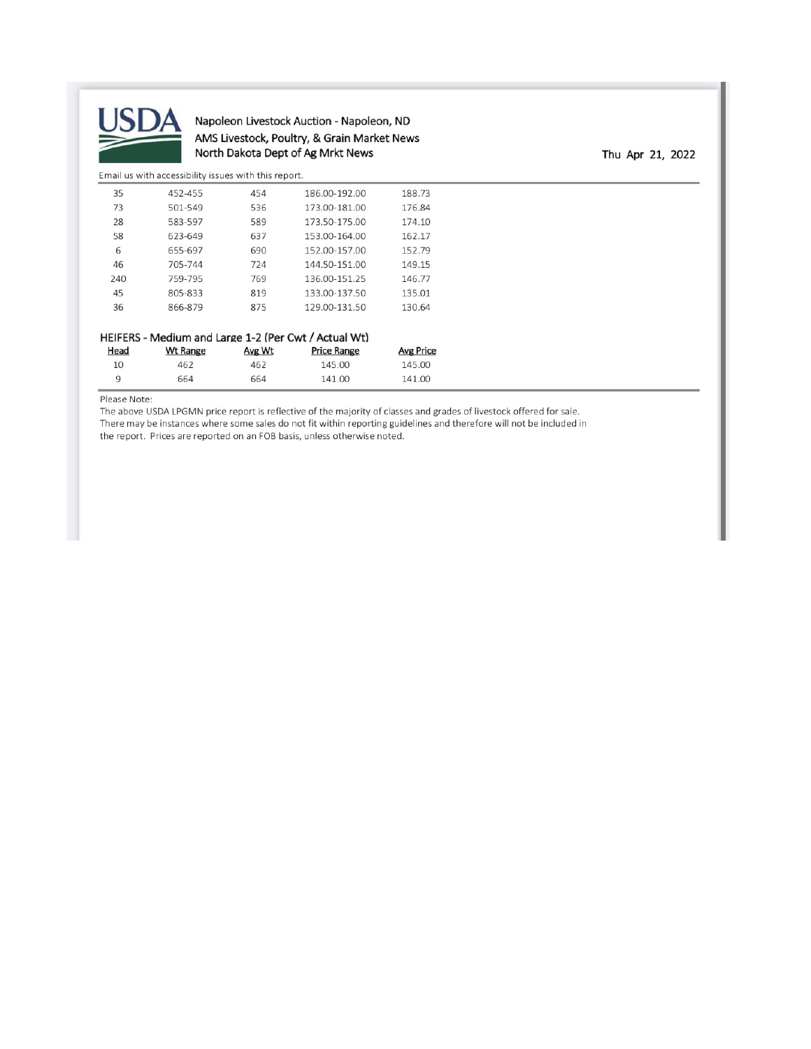| | | | | |
|---|---|---|---|---|
| 35 | 452-455 | 454 | 186.00-192.00 | 188.73 |
| 73 | 501-549 | 536 | 173.00-181.00 | 176.84 |
| 28 | 583-597 | 589 | 173.50-175.00 | 174.10 |
| 58 | 623-649 | 637 | 153.00-164.00 | 162.17 |
| 6 | 655-697 | 690 | 152.00-157.00 | 152.79 |
| 46 | 705-744 | 724 | 144.50-151.00 | 149.15 |
| 240 | 759-795 | 769 | 136.00-151.25 | 146.77 |
| 45 | 805-833 | 819 | 133.00-137.50 | 135.01 |
| 36 | 866-879 | 875 | 129.00-131.50 | 130.64 |

### HEIFERS - Medium and Large 1-2 (Per Cwt / Actual Wt)

| Head | Wt Range | Avg Wt | Price Range | Avg Price |
|---|---|---|---|---|
| 10 | 462 | 462 | 145.00 | 145.00 |
| 9 | 664 | 664 | 141.00 | 141.00 |

Please Note:
The above USDA LPGMN price report is reflective of the majority of classes and grades of livestock offered for sale. There may be instances where some sales do not fit within reporting guidelines and therefore will not be included in the report. Prices are reported on an FOB basis, unless otherwise noted.